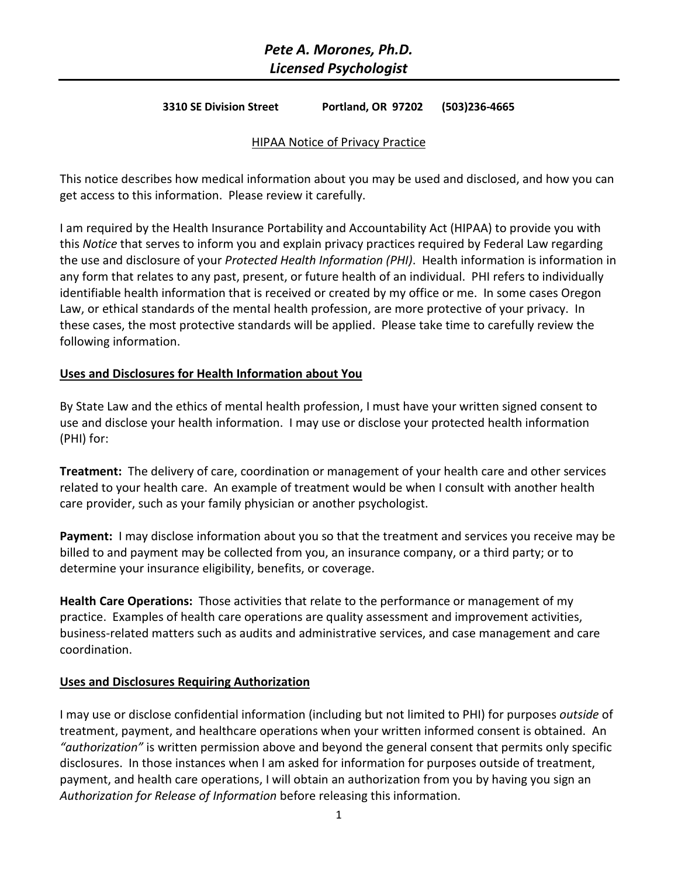# *Pete A. Morones, Ph.D.*
## *Licensed Psychologist*

**3310 SE Division Street Portland, OR 97202 (503)236-4665**

HIPAA Notice of Privacy Practice

This notice describes how medical information about you may be used and disclosed, and how you can get access to this information. Please review it carefully.

I am required by the Health Insurance Portability and Accountability Act (HIPAA) to provide you with this *Notice* that serves to inform you and explain privacy practices required by Federal Law regarding the use and disclosure of your *Protected Health Information (PHI)*. Health information is information in any form that relates to any past, present, or future health of an individual. PHI refers to individually identifiable health information that is received or created by my office or me. In some cases Oregon Law, or ethical standards of the mental health profession, are more protective of your privacy. In these cases, the most protective standards will be applied. Please take time to carefully review the following information.

**Uses and Disclosures for Health Information about You**

By State Law and the ethics of mental health profession, I must have your written signed consent to use and disclose your health information. I may use or disclose your protected health information (PHI) for:

**Treatment:** The delivery of care, coordination or management of your health care and other services related to your health care. An example of treatment would be when I consult with another health care provider, such as your family physician or another psychologist.

**Payment:** I may disclose information about you so that the treatment and services you receive may be billed to and payment may be collected from you, an insurance company, or a third party; or to determine your insurance eligibility, benefits, or coverage.

**Health Care Operations:** Those activities that relate to the performance or management of my practice. Examples of health care operations are quality assessment and improvement activities, business-related matters such as audits and administrative services, and case management and care coordination.

**Uses and Disclosures Requiring Authorization**

I may use or disclose confidential information (including but not limited to PHI) for purposes *outside* of treatment, payment, and healthcare operations when your written informed consent is obtained. An *"authorization"* is written permission above and beyond the general consent that permits only specific disclosures. In those instances when I am asked for information for purposes outside of treatment, payment, and health care operations, I will obtain an authorization from you by having you sign an *Authorization for Release of Information* before releasing this information.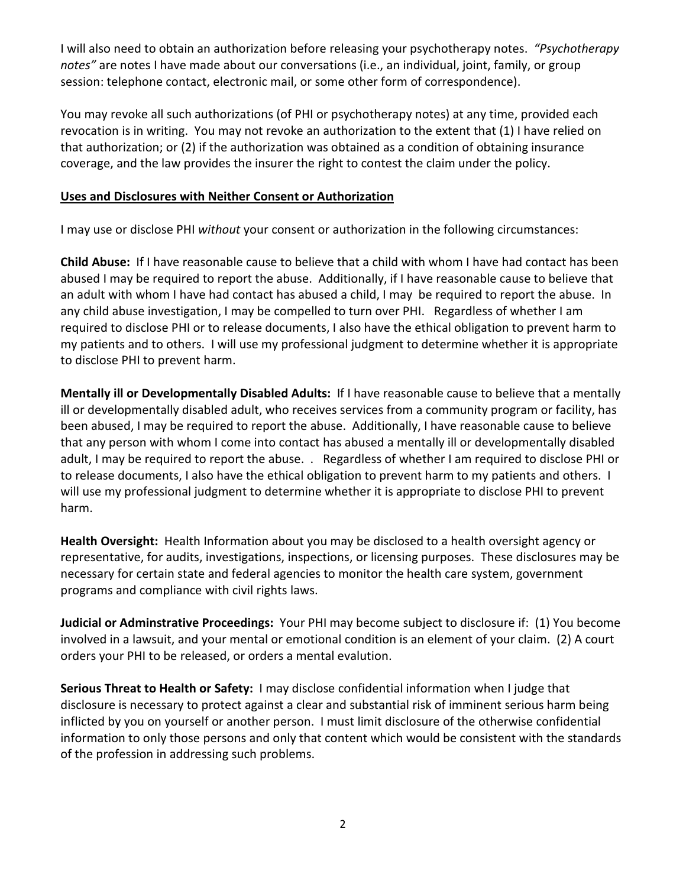I will also need to obtain an authorization before releasing your psychotherapy notes. *"Psychotherapy notes"* are notes I have made about our conversations (i.e., an individual, joint, family, or group session: telephone contact, electronic mail, or some other form of correspondence).

You may revoke all such authorizations (of PHI or psychotherapy notes) at any time, provided each revocation is in writing. You may not revoke an authorization to the extent that (1) I have relied on that authorization; or (2) if the authorization was obtained as a condition of obtaining insurance coverage, and the law provides the insurer the right to contest the claim under the policy.

**Uses and Disclosures with Neither Consent or Authorization**

I may use or disclose PHI *without* your consent or authorization in the following circumstances:

**Child Abuse:** If I have reasonable cause to believe that a child with whom I have had contact has been abused I may be required to report the abuse. Additionally, if I have reasonable cause to believe that an adult with whom I have had contact has abused a child, I may be required to report the abuse. In any child abuse investigation, I may be compelled to turn over PHI. Regardless of whether I am required to disclose PHI or to release documents, I also have the ethical obligation to prevent harm to my patients and to others. I will use my professional judgment to determine whether it is appropriate to disclose PHI to prevent harm.

**Mentally ill or Developmentally Disabled Adults:** If I have reasonable cause to believe that a mentally ill or developmentally disabled adult, who receives services from a community program or facility, has been abused, I may be required to report the abuse. Additionally, I have reasonable cause to believe that any person with whom I come into contact has abused a mentally ill or developmentally disabled adult, I may be required to report the abuse. . Regardless of whether I am required to disclose PHI or to release documents, I also have the ethical obligation to prevent harm to my patients and others. I will use my professional judgment to determine whether it is appropriate to disclose PHI to prevent harm.

**Health Oversight:** Health Information about you may be disclosed to a health oversight agency or representative, for audits, investigations, inspections, or licensing purposes. These disclosures may be necessary for certain state and federal agencies to monitor the health care system, government programs and compliance with civil rights laws.

**Judicial or Adminstrative Proceedings:** Your PHI may become subject to disclosure if: (1) You become involved in a lawsuit, and your mental or emotional condition is an element of your claim. (2) A court orders your PHI to be released, or orders a mental evalution.

**Serious Threat to Health or Safety:** I may disclose confidential information when I judge that disclosure is necessary to protect against a clear and substantial risk of imminent serious harm being inflicted by you on yourself or another person. I must limit disclosure of the otherwise confidential information to only those persons and only that content which would be consistent with the standards of the profession in addressing such problems.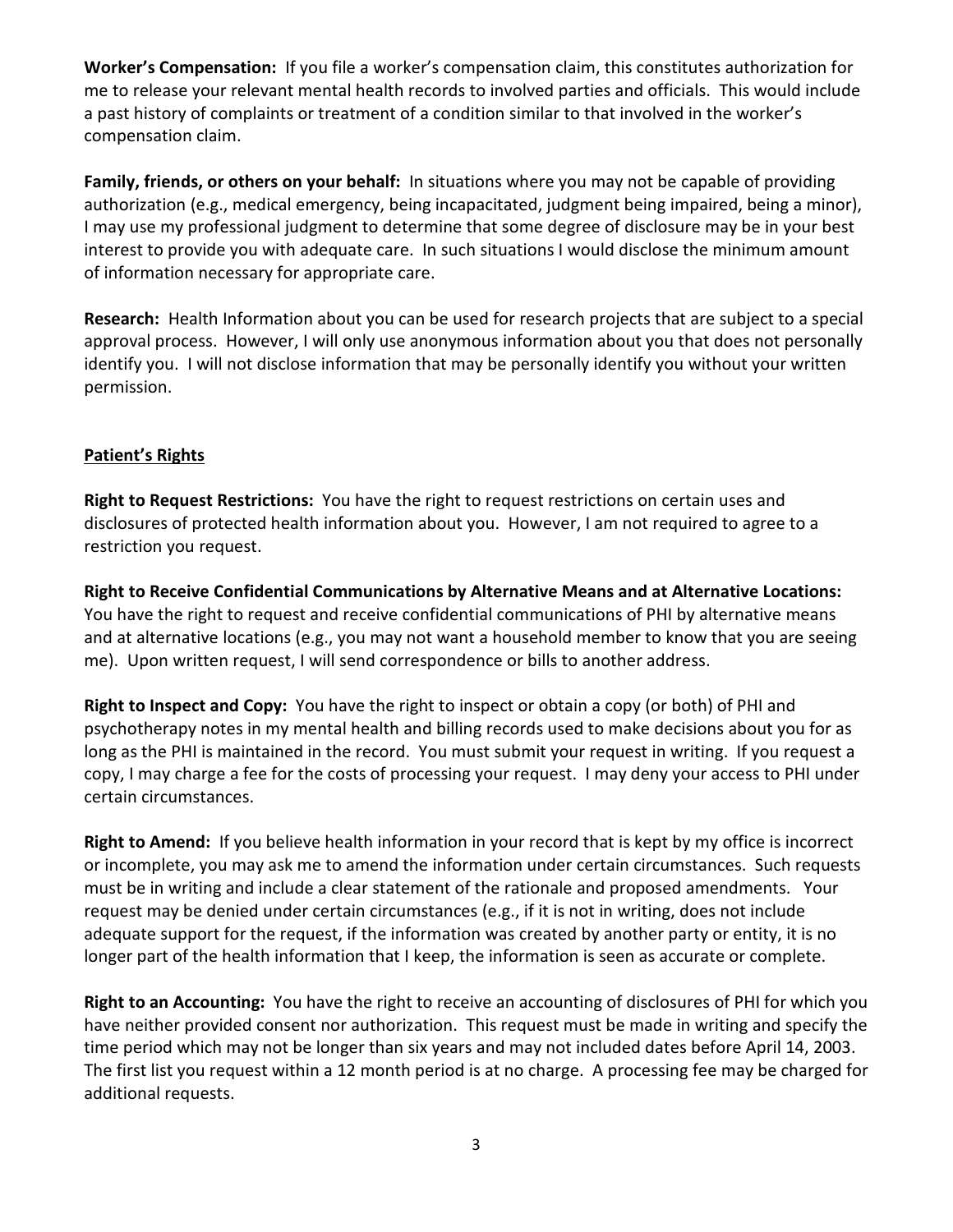**Worker's Compensation:** If you file a worker's compensation claim, this constitutes authorization for me to release your relevant mental health records to involved parties and officials. This would include a past history of complaints or treatment of a condition similar to that involved in the worker's compensation claim.

**Family, friends, or others on your behalf:** In situations where you may not be capable of providing authorization (e.g., medical emergency, being incapacitated, judgment being impaired, being a minor), I may use my professional judgment to determine that some degree of disclosure may be in your best interest to provide you with adequate care. In such situations I would disclose the minimum amount of information necessary for appropriate care.

**Research:** Health Information about you can be used for research projects that are subject to a special approval process. However, I will only use anonymous information about you that does not personally identify you. I will not disclose information that may be personally identify you without your written permission.

## Patient's Rights

**Right to Request Restrictions:** You have the right to request restrictions on certain uses and disclosures of protected health information about you. However, I am not required to agree to a restriction you request.

**Right to Receive Confidential Communications by Alternative Means and at Alternative Locations:** You have the right to request and receive confidential communications of PHI by alternative means and at alternative locations (e.g., you may not want a household member to know that you are seeing me). Upon written request, I will send correspondence or bills to another address.

**Right to Inspect and Copy:** You have the right to inspect or obtain a copy (or both) of PHI and psychotherapy notes in my mental health and billing records used to make decisions about you for as long as the PHI is maintained in the record. You must submit your request in writing. If you request a copy, I may charge a fee for the costs of processing your request. I may deny your access to PHI under certain circumstances.

**Right to Amend:** If you believe health information in your record that is kept by my office is incorrect or incomplete, you may ask me to amend the information under certain circumstances. Such requests must be in writing and include a clear statement of the rationale and proposed amendments. Your request may be denied under certain circumstances (e.g., if it is not in writing, does not include adequate support for the request, if the information was created by another party or entity, it is no longer part of the health information that I keep, the information is seen as accurate or complete.

**Right to an Accounting:** You have the right to receive an accounting of disclosures of PHI for which you have neither provided consent nor authorization. This request must be made in writing and specify the time period which may not be longer than six years and may not included dates before April 14, 2003. The first list you request within a 12 month period is at no charge. A processing fee may be charged for additional requests.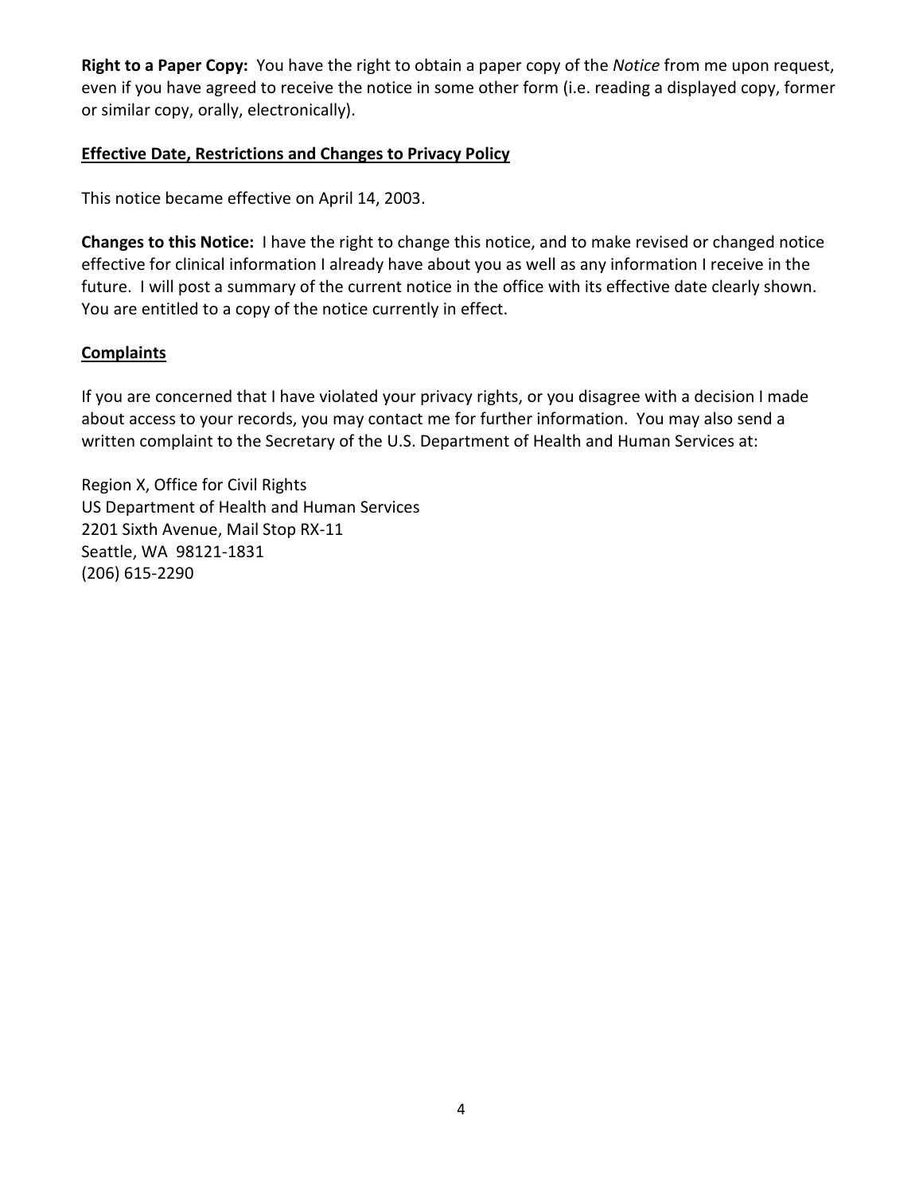**Right to a Paper Copy:** You have the right to obtain a paper copy of the *Notice* from me upon request, even if you have agreed to receive the notice in some other form (i.e. reading a displayed copy, former or similar copy, orally, electronically).

**Effective Date, Restrictions and Changes to Privacy Policy**

This notice became effective on April 14, 2003.

**Changes to this Notice:** I have the right to change this notice, and to make revised or changed notice effective for clinical information I already have about you as well as any information I receive in the future. I will post a summary of the current notice in the office with its effective date clearly shown. You are entitled to a copy of the notice currently in effect.

**Complaints**

If you are concerned that I have violated your privacy rights, or you disagree with a decision I made about access to your records, you may contact me for further information. You may also send a written complaint to the Secretary of the U.S. Department of Health and Human Services at:

Region X, Office for Civil Rights
US Department of Health and Human Services
2201 Sixth Avenue, Mail Stop RX-11
Seattle, WA 98121-1831
(206) 615-2290